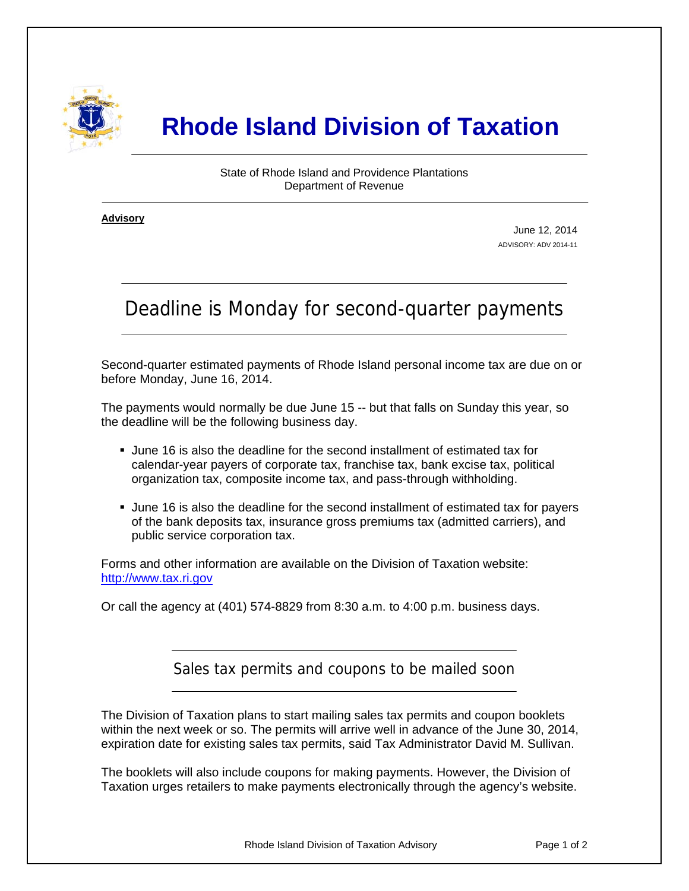# Rhode Island Division of Taxation

State of Rhode Island and Providence Plantations
Department of Revenue

**Advisory**

June 12, 2014
ADVISORY: ADV 2014-11

## Deadline is Monday for second-quarter payments

Second-quarter estimated payments of Rhode Island personal income tax are due on or before Monday, June 16, 2014.

The payments would normally be due June 15 -- but that falls on Sunday this year, so the deadline will be the following business day.

- June 16 is also the deadline for the second installment of estimated tax for calendar-year payers of corporate tax, franchise tax, bank excise tax, political organization tax, composite income tax, and pass-through withholding.
- June 16 is also the deadline for the second installment of estimated tax for payers of the bank deposits tax, insurance gross premiums tax (admitted carriers), and public service corporation tax.

Forms and other information are available on the Division of Taxation website: http://www.tax.ri.gov

Or call the agency at (401) 574-8829 from 8:30 a.m. to 4:00 p.m. business days.

## Sales tax permits and coupons to be mailed soon

The Division of Taxation plans to start mailing sales tax permits and coupon booklets within the next week or so. The permits will arrive well in advance of the June 30, 2014, expiration date for existing sales tax permits, said Tax Administrator David M. Sullivan.

The booklets will also include coupons for making payments. However, the Division of Taxation urges retailers to make payments electronically through the agency's website.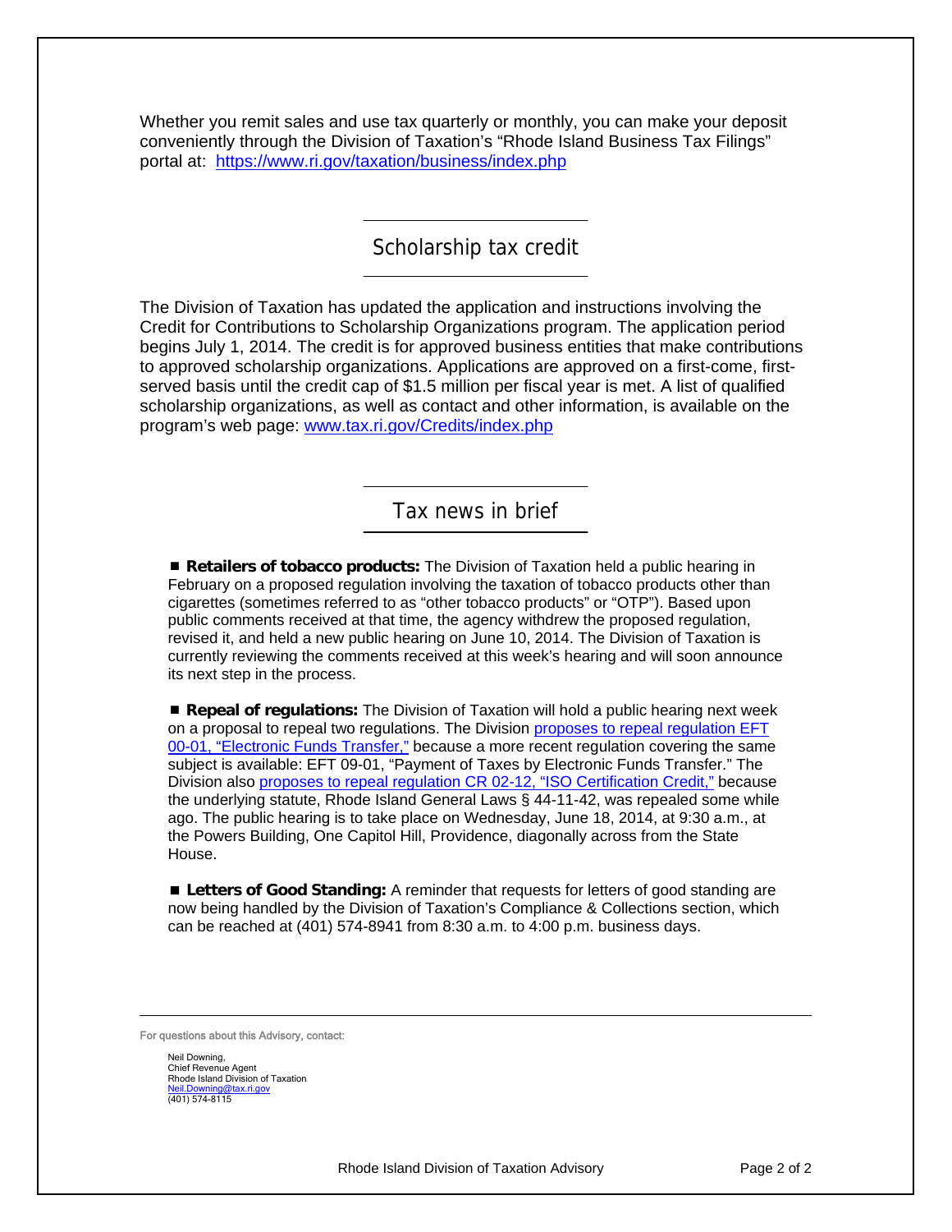Whether you remit sales and use tax quarterly or monthly, you can make your deposit conveniently through the Division of Taxation's "Rhode Island Business Tax Filings" portal at: https://www.ri.gov/taxation/business/index.php

## Scholarship tax credit

The Division of Taxation has updated the application and instructions involving the Credit for Contributions to Scholarship Organizations program. The application period begins July 1, 2014. The credit is for approved business entities that make contributions to approved scholarship organizations. Applications are approved on a first-come, first-served basis until the credit cap of $1.5 million per fiscal year is met. A list of qualified scholarship organizations, as well as contact and other information, is available on the program's web page: www.tax.ri.gov/Credits/index.php

## Tax news in brief

■ **Retailers of tobacco products:** The Division of Taxation held a public hearing in February on a proposed regulation involving the taxation of tobacco products other than cigarettes (sometimes referred to as "other tobacco products" or "OTP"). Based upon public comments received at that time, the agency withdrew the proposed regulation, revised it, and held a new public hearing on June 10, 2014. The Division of Taxation is currently reviewing the comments received at this week's hearing and will soon announce its next step in the process.

■ **Repeal of regulations:** The Division of Taxation will hold a public hearing next week on a proposal to repeal two regulations. The Division proposes to repeal regulation EFT 00-01, "Electronic Funds Transfer," because a more recent regulation covering the same subject is available: EFT 09-01, "Payment of Taxes by Electronic Funds Transfer." The Division also proposes to repeal regulation CR 02-12, "ISO Certification Credit," because the underlying statute, Rhode Island General Laws § 44-11-42, was repealed some while ago. The public hearing is to take place on Wednesday, June 18, 2014, at 9:30 a.m., at the Powers Building, One Capitol Hill, Providence, diagonally across from the State House.

■ **Letters of Good Standing:** A reminder that requests for letters of good standing are now being handled by the Division of Taxation's Compliance & Collections section, which can be reached at (401) 574-8941 from 8:30 a.m. to 4:00 p.m. business days.

---

For questions about this Advisory, contact:

Neil Downing,
Chief Revenue Agent
Rhode Island Division of Taxation
Neil.Downing@tax.ri.gov
(401) 574-8115